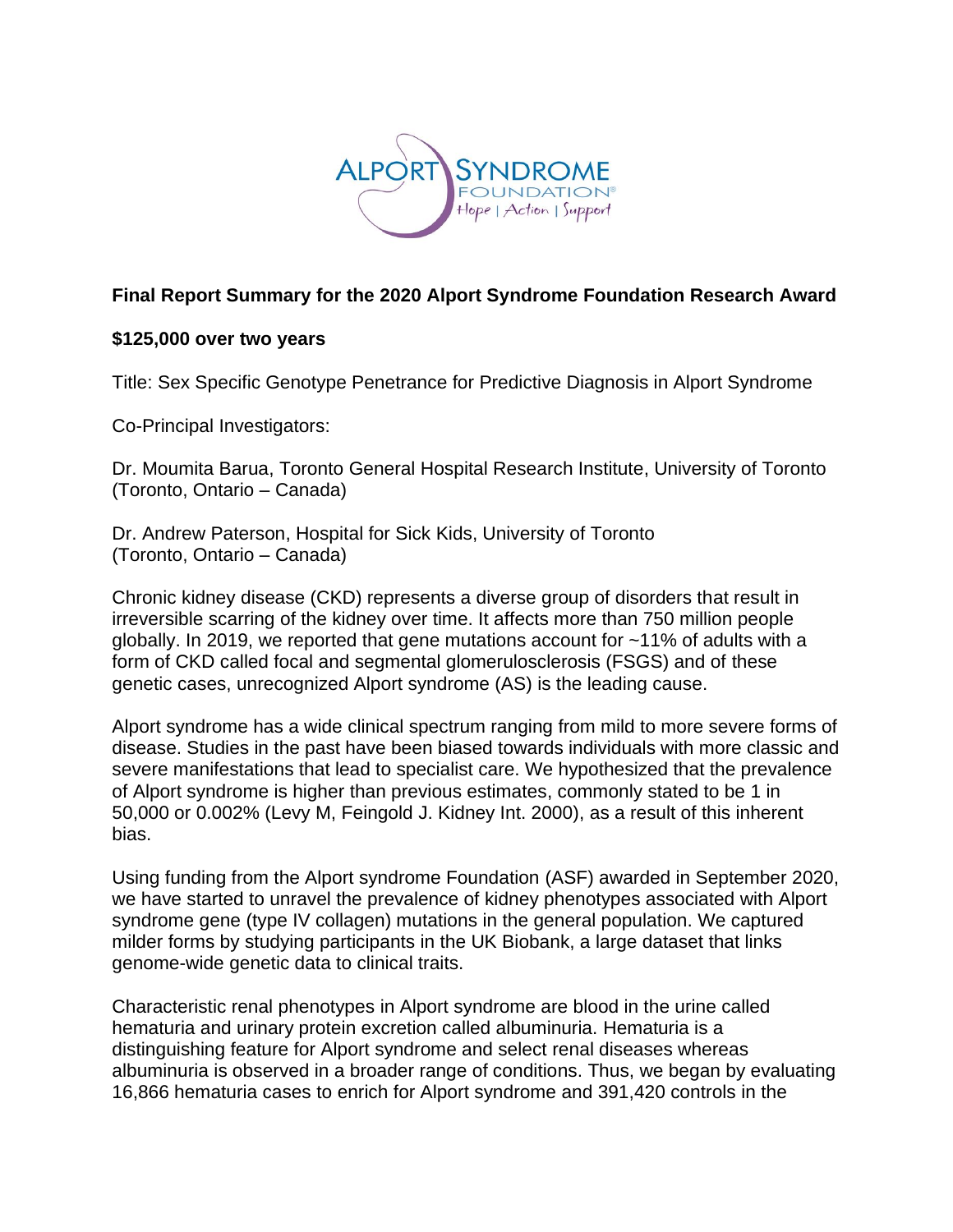**Final Report Summary for the 2020 Alport Syndrome Foundation Research Award**

**$125,000 over two years**

Title: Sex Specific Genotype Penetrance for Predictive Diagnosis in Alport Syndrome

Co-Principal Investigators:

Dr. Moumita Barua, Toronto General Hospital Research Institute, University of Toronto (Toronto, Ontario – Canada)

Dr. Andrew Paterson, Hospital for Sick Kids, University of Toronto (Toronto, Ontario – Canada)

Chronic kidney disease (CKD) represents a diverse group of disorders that result in irreversible scarring of the kidney over time. It affects more than 750 million people globally. In 2019, we reported that gene mutations account for ~11% of adults with a form of CKD called focal and segmental glomerulosclerosis (FSGS) and of these genetic cases, unrecognized Alport syndrome (AS) is the leading cause.

Alport syndrome has a wide clinical spectrum ranging from mild to more severe forms of disease. Studies in the past have been biased towards individuals with more classic and severe manifestations that lead to specialist care. We hypothesized that the prevalence of Alport syndrome is higher than previous estimates, commonly stated to be 1 in 50,000 or 0.002% (Levy M, Feingold J. Kidney Int. 2000), as a result of this inherent bias.

Using funding from the Alport syndrome Foundation (ASF) awarded in September 2020, we have started to unravel the prevalence of kidney phenotypes associated with Alport syndrome gene (type IV collagen) mutations in the general population. We captured milder forms by studying participants in the UK Biobank, a large dataset that links genome-wide genetic data to clinical traits.

Characteristic renal phenotypes in Alport syndrome are blood in the urine called hematuria and urinary protein excretion called albuminuria. Hematuria is a distinguishing feature for Alport syndrome and select renal diseases whereas albuminuria is observed in a broader range of conditions. Thus, we began by evaluating 16,866 hematuria cases to enrich for Alport syndrome and 391,420 controls in the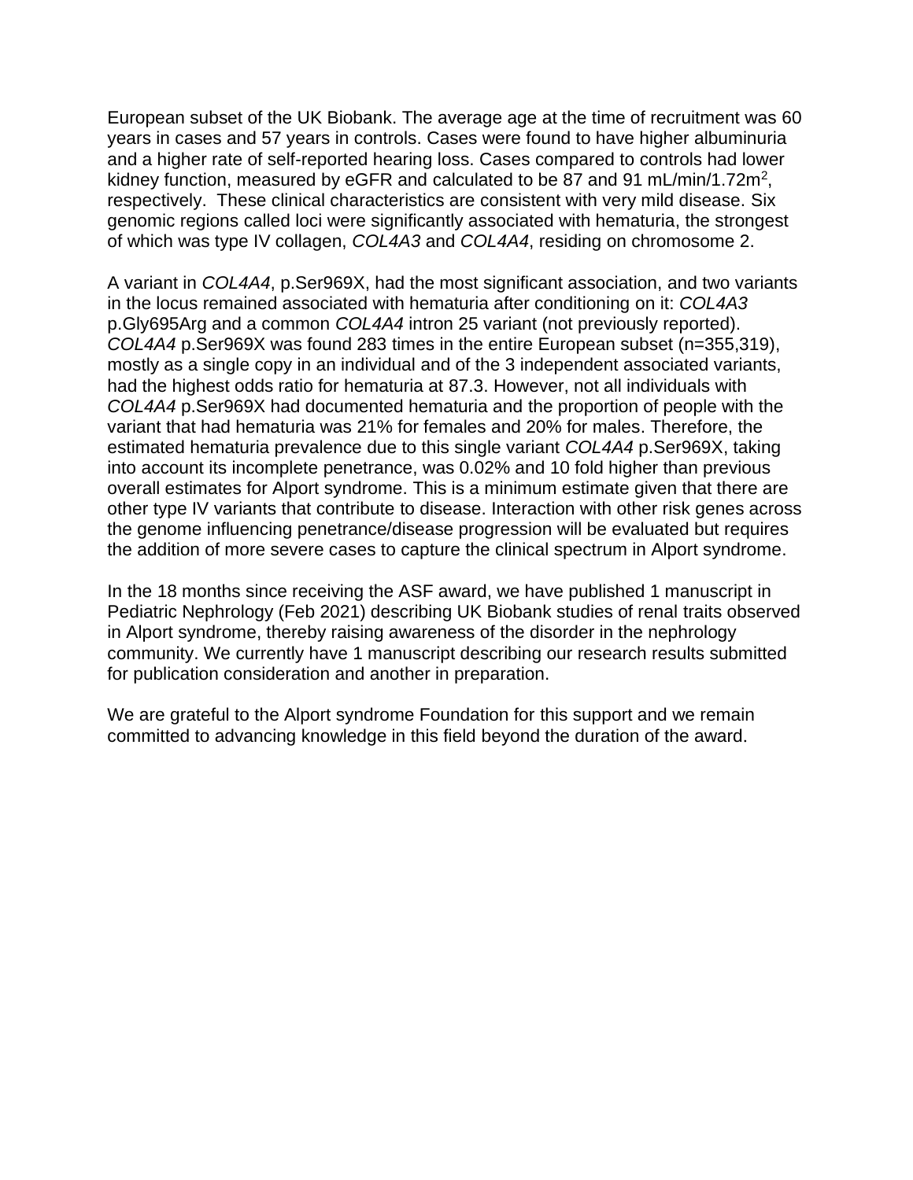European subset of the UK Biobank. The average age at the time of recruitment was 60 years in cases and 57 years in controls. Cases were found to have higher albuminuria and a higher rate of self-reported hearing loss. Cases compared to controls had lower kidney function, measured by eGFR and calculated to be 87 and 91 mL/min/1.72m$^2$, respectively. These clinical characteristics are consistent with very mild disease. Six genomic regions called loci were significantly associated with hematuria, the strongest of which was type IV collagen, *COL4A3* and *COL4A4*, residing on chromosome 2.

A variant in *COL4A4*, p.Ser969X, had the most significant association, and two variants in the locus remained associated with hematuria after conditioning on it: *COL4A3* p.Gly695Arg and a common *COL4A4* intron 25 variant (not previously reported). *COL4A4* p.Ser969X was found 283 times in the entire European subset (n=355,319), mostly as a single copy in an individual and of the 3 independent associated variants, had the highest odds ratio for hematuria at 87.3. However, not all individuals with *COL4A4* p.Ser969X had documented hematuria and the proportion of people with the variant that had hematuria was 21% for females and 20% for males. Therefore, the estimated hematuria prevalence due to this single variant *COL4A4* p.Ser969X, taking into account its incomplete penetrance, was 0.02% and 10 fold higher than previous overall estimates for Alport syndrome. This is a minimum estimate given that there are other type IV variants that contribute to disease. Interaction with other risk genes across the genome influencing penetrance/disease progression will be evaluated but requires the addition of more severe cases to capture the clinical spectrum in Alport syndrome.

In the 18 months since receiving the ASF award, we have published 1 manuscript in Pediatric Nephrology (Feb 2021) describing UK Biobank studies of renal traits observed in Alport syndrome, thereby raising awareness of the disorder in the nephrology community. We currently have 1 manuscript describing our research results submitted for publication consideration and another in preparation.

We are grateful to the Alport syndrome Foundation for this support and we remain committed to advancing knowledge in this field beyond the duration of the award.